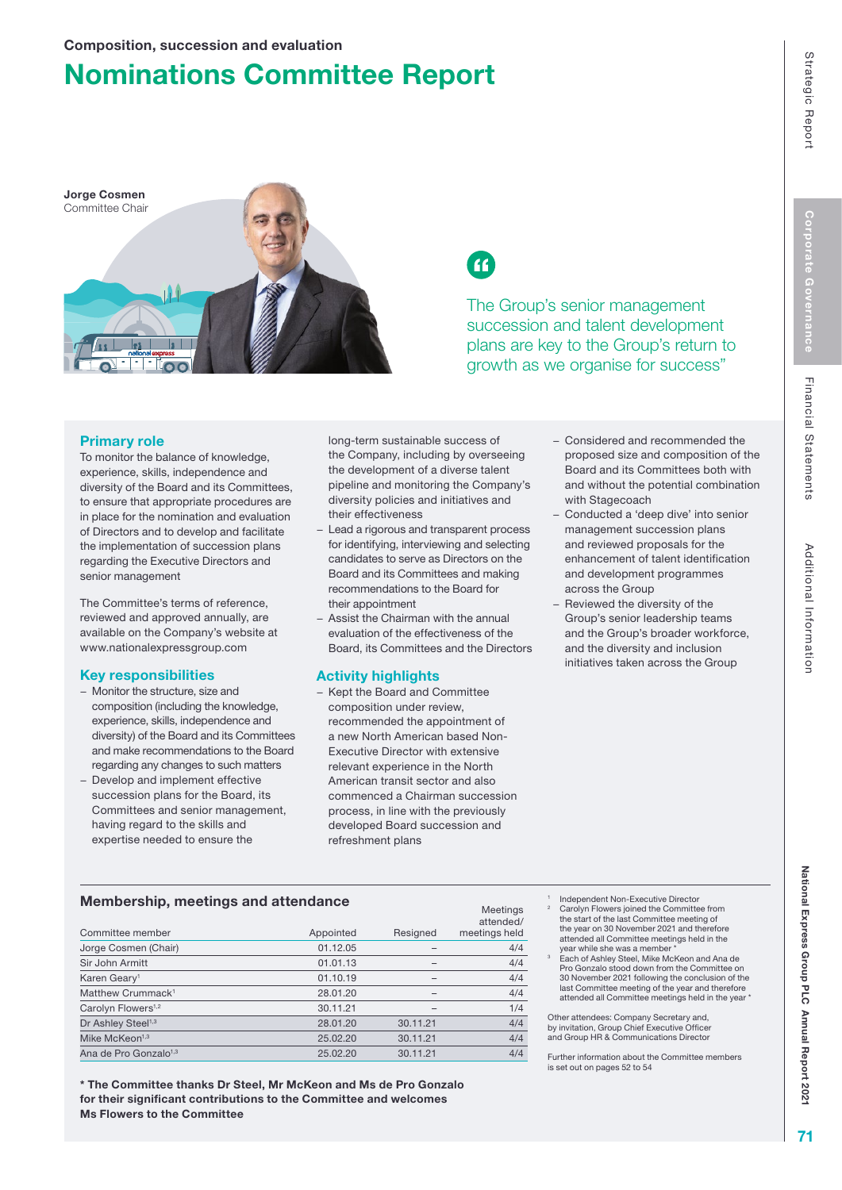Composition, succession and evaluation

# Nominations Committee Report

**Jorge Cosmen**
Committee Chair

> The Group's senior management succession and talent development plans are key to the Group's return to growth as we organise for success"

## Primary role

To monitor the balance of knowledge, experience, skills, independence and diversity of the Board and its Committees, to ensure that appropriate procedures are in place for the nomination and evaluation of Directors and to develop and facilitate the implementation of succession plans regarding the Executive Directors and senior management

The Committee's terms of reference, reviewed and approved annually, are available on the Company's website at www.nationalexpressgroup.com

## Key responsibilities

- Monitor the structure, size and composition (including the knowledge, experience, skills, independence and diversity) of the Board and its Committees and make recommendations to the Board regarding any changes to such matters
- Develop and implement effective succession plans for the Board, its Committees and senior management, having regard to the skills and expertise needed to ensure the long-term sustainable success of the Company, including by overseeing the development of a diverse talent pipeline and monitoring the Company's diversity policies and initiatives and their effectiveness
- Lead a rigorous and transparent process for identifying, interviewing and selecting candidates to serve as Directors on the Board and its Committees and making recommendations to the Board for their appointment
- Assist the Chairman with the annual evaluation of the effectiveness of the Board, its Committees and the Directors

## Activity highlights

- Kept the Board and Committee composition under review, recommended the appointment of a new North American based Non-Executive Director with extensive relevant experience in the North American transit sector and also commenced a Chairman succession process, in line with the previously developed Board succession and refreshment plans
- Considered and recommended the proposed size and composition of the Board and its Committees both with and without the potential combination with Stagecoach
- Conducted a 'deep dive' into senior management succession plans and reviewed proposals for the enhancement of talent identification and development programmes across the Group
- Reviewed the diversity of the Group's senior leadership teams and the Group's broader workforce, and the diversity and inclusion initiatives taken across the Group

## Membership, meetings and attendance

| Committee member | Appointed | Resigned | Meetings attended/ meetings held |
|---|---|---|---|
| Jorge Cosmen (Chair) | 01.12.05 | – | 4/4 |
| Sir John Armitt | 01.01.13 | – | 4/4 |
| Karen Geary[1] | 01.10.19 | – | 4/4 |
| Matthew Crummack[1] | 28.01.20 | – | 4/4 |
| Carolyn Flowers[1,2] | 30.11.21 | – | 1/4 |
| Dr Ashley Steel[1,3] | 28.01.20 | 30.11.21 | 4/4 |
| Mike McKeon[1,3] | 25.02.20 | 30.11.21 | 4/4 |
| Ana de Pro Gonzalo[1,3] | 25.02.20 | 30.11.21 | 4/4 |

1 Independent Non-Executive Director
2 Carolyn Flowers joined the Committee from the start of the last Committee meeting of the year on 30 November 2021 and therefore attended all Committee meetings held in the year while she was a member *
3 Each of Ashley Steel, Mike McKeon and Ana de Pro Gonzalo stood down from the Committee on 30 November 2021 following the conclusion of the last Committee meeting of the year and therefore attended all Committee meetings held in the year *

Other attendees: Company Secretary and, by invitation, Group Chief Executive Officer and Group HR & Communications Director

Further information about the Committee members is set out on pages 52 to 54

**\* The Committee thanks Dr Steel, Mr McKeon and Ms de Pro Gonzalo for their significant contributions to the Committee and welcomes Ms Flowers to the Committee**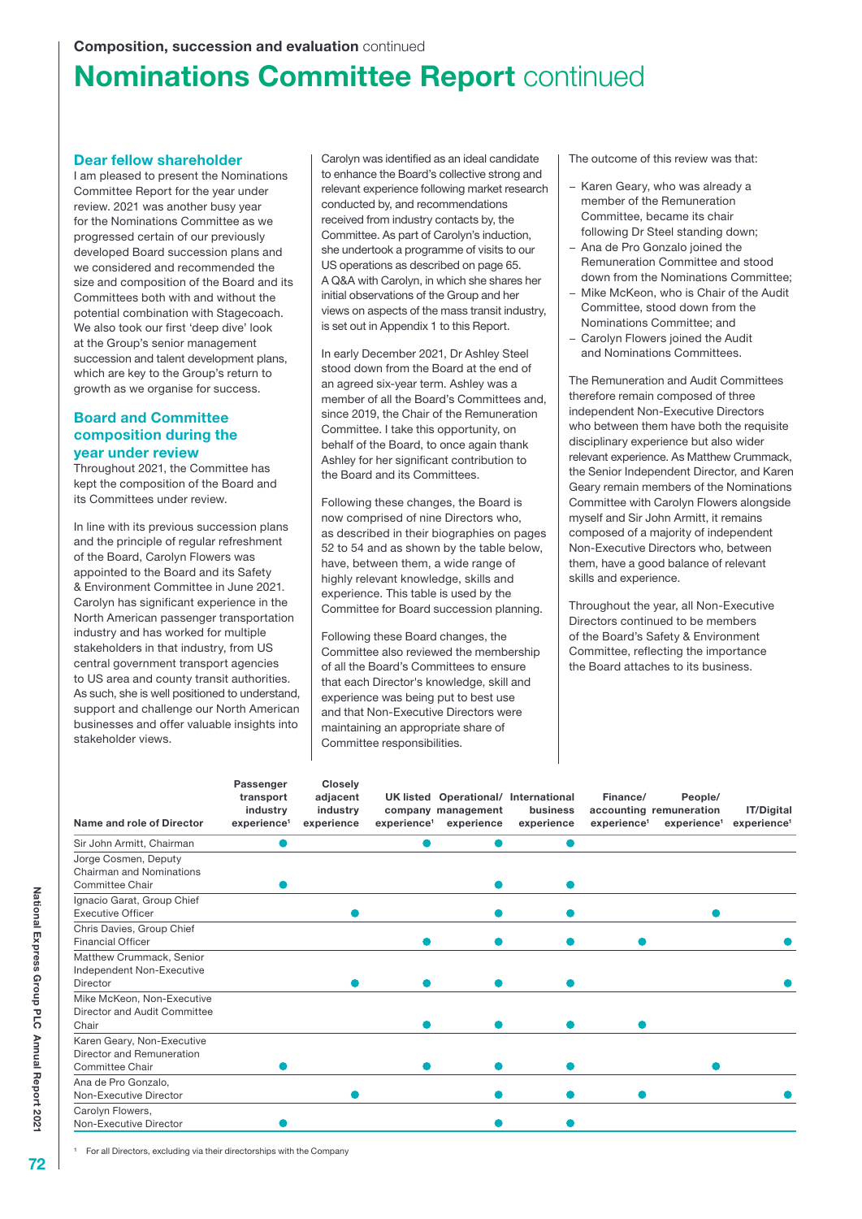Composition, succession and evaluation continued

# Nominations Committee Report continued

## Dear fellow shareholder

I am pleased to present the Nominations Committee Report for the year under review. 2021 was another busy year for the Nominations Committee as we progressed certain of our previously developed Board succession plans and we considered and recommended the size and composition of the Board and its Committees both with and without the potential combination with Stagecoach. We also took our first 'deep dive' look at the Group's senior management succession and talent development plans, which are key to the Group's return to growth as we organise for success.

## Board and Committee composition during the year under review

Throughout 2021, the Committee has kept the composition of the Board and its Committees under review.

In line with its previous succession plans and the principle of regular refreshment of the Board, Carolyn Flowers was appointed to the Board and its Safety & Environment Committee in June 2021. Carolyn has significant experience in the North American passenger transportation industry and has worked for multiple stakeholders in that industry, from US central government transport agencies to US area and county transit authorities. As such, she is well positioned to understand, support and challenge our North American businesses and offer valuable insights into stakeholder views.

Carolyn was identified as an ideal candidate to enhance the Board's collective strong and relevant experience following market research conducted by, and recommendations received from industry contacts by, the Committee. As part of Carolyn's induction, she undertook a programme of visits to our US operations as described on page 65. A Q&A with Carolyn, in which she shares her initial observations of the Group and her views on aspects of the mass transit industry, is set out in Appendix 1 to this Report.

In early December 2021, Dr Ashley Steel stood down from the Board at the end of an agreed six-year term. Ashley was a member of all the Board's Committees and, since 2019, the Chair of the Remuneration Committee. I take this opportunity, on behalf of the Board, to once again thank Ashley for her significant contribution to the Board and its Committees.

Following these changes, the Board is now comprised of nine Directors who, as described in their biographies on pages 52 to 54 and as shown by the table below, have, between them, a wide range of highly relevant knowledge, skills and experience. This table is used by the Committee for Board succession planning.

Following these Board changes, the Committee also reviewed the membership of all the Board's Committees to ensure that each Director's knowledge, skill and experience was being put to best use and that Non-Executive Directors were maintaining an appropriate share of Committee responsibilities.

The outcome of this review was that:

- Karen Geary, who was already a member of the Remuneration Committee, became its chair following Dr Steel standing down;
- Ana de Pro Gonzalo joined the Remuneration Committee and stood down from the Nominations Committee;
- Mike McKeon, who is Chair of the Audit Committee, stood down from the Nominations Committee; and
- Carolyn Flowers joined the Audit and Nominations Committees.

The Remuneration and Audit Committees therefore remain composed of three independent Non-Executive Directors who between them have both the requisite disciplinary experience but also wider relevant experience. As Matthew Crummack, the Senior Independent Director, and Karen Geary remain members of the Nominations Committee with Carolyn Flowers alongside myself and Sir John Armitt, it remains composed of a majority of independent Non-Executive Directors who, between them, have a good balance of relevant skills and experience.

Throughout the year, all Non-Executive Directors continued to be members of the Board's Safety & Environment Committee, reflecting the importance the Board attaches to its business.

| Name and role of Director | Passenger transport industry experience[1] | Closely adjacent industry experience | UK listed company experience[1] | Operational/ management experience | International business experience | Finance/ accounting experience[1] | People/ remuneration experience[1] | IT/Digital experience[1] |
|---|---|---|---|---|---|---|---|---|
| Sir John Armitt, Chairman | ● | | ● | ● | ● | | | |
| Jorge Cosmen, Deputy Chairman and Nominations Committee Chair | ● | | | ● | ● | | | |
| Ignacio Garat, Group Chief Executive Officer | | ● | | ● | ● | | ● | |
| Chris Davies, Group Chief Financial Officer | | | ● | ● | ● | ● | | ● |
| Matthew Crummack, Senior Independent Non-Executive Director | | ● | ● | ● | ● | | | ● |
| Mike McKeon, Non-Executive Director and Audit Committee Chair | | | ● | ● | ● | ● | | |
| Karen Geary, Non-Executive Director and Remuneration Committee Chair | ● | | ● | ● | ● | | ● | |
| Ana de Pro Gonzalo, Non-Executive Director | | ● | | ● | ● | ● | | ● |
| Carolyn Flowers, Non-Executive Director | ● | | | ● | ● | | | |

[1] For all Directors, excluding via their directorships with the Company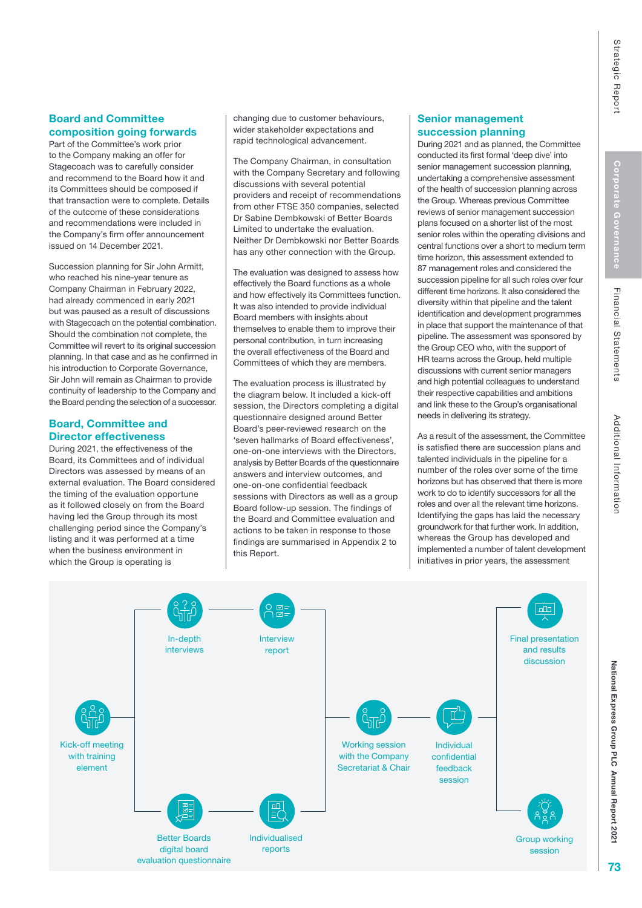## Board and Committee composition going forwards

Part of the Committee's work prior to the Company making an offer for Stagecoach was to carefully consider and recommend to the Board how it and its Committees should be composed if that transaction were to complete. Details of the outcome of these considerations and recommendations were included in the Company's firm offer announcement issued on 14 December 2021.

Succession planning for Sir John Armitt, who reached his nine-year tenure as Company Chairman in February 2022, had already commenced in early 2021 but was paused as a result of discussions with Stagecoach on the potential combination. Should the combination not complete, the Committee will revert to its original succession planning. In that case and as he confirmed in his introduction to Corporate Governance, Sir John will remain as Chairman to provide continuity of leadership to the Company and the Board pending the selection of a successor.

## Board, Committee and Director effectiveness

During 2021, the effectiveness of the Board, its Committees and of individual Directors was assessed by means of an external evaluation. The Board considered the timing of the evaluation opportune as it followed closely on from the Board having led the Group through its most challenging period since the Company's listing and it was performed at a time when the business environment in which the Group is operating is changing due to customer behaviours, wider stakeholder expectations and rapid technological advancement.

The Company Chairman, in consultation with the Company Secretary and following discussions with several potential providers and receipt of recommendations from other FTSE 350 companies, selected Dr Sabine Dembkowski of Better Boards Limited to undertake the evaluation. Neither Dr Dembkowski nor Better Boards has any other connection with the Group.

The evaluation was designed to assess how effectively the Board functions as a whole and how effectively its Committees function. It was also intended to provide individual Board members with insights about themselves to enable them to improve their personal contribution, in turn increasing the overall effectiveness of the Board and Committees of which they are members.

The evaluation process is illustrated by the diagram below. It included a kick-off session, the Directors completing a digital questionnaire designed around Better Board's peer-reviewed research on the 'seven hallmarks of Board effectiveness', one-on-one interviews with the Directors, analysis by Better Boards of the questionnaire answers and interview outcomes, and one-on-one confidential feedback sessions with Directors as well as a group Board follow-up session. The findings of the Board and Committee evaluation and actions to be taken in response to those findings are summarised in Appendix 2 to this Report.

## Senior management succession planning

During 2021 and as planned, the Committee conducted its first formal 'deep dive' into senior management succession planning, undertaking a comprehensive assessment of the health of succession planning across the Group. Whereas previous Committee reviews of senior management succession plans focused on a shorter list of the most senior roles within the operating divisions and central functions over a short to medium term time horizon, this assessment extended to 87 management roles and considered the succession pipeline for all such roles over four different time horizons. It also considered the diversity within that pipeline and the talent identification and development programmes in place that support the maintenance of that pipeline. The assessment was sponsored by the Group CEO who, with the support of HR teams across the Group, held multiple discussions with current senior managers and high potential colleagues to understand their respective capabilities and ambitions and link these to the Group's organisational needs in delivering its strategy.

As a result of the assessment, the Committee is satisfied there are succession plans and talented individuals in the pipeline for a number of the roles over some of the time horizons but has observed that there is more work to do to identify successors for all the roles and over all the relevant time horizons. Identifying the gaps has laid the necessary groundwork for that further work. In addition, whereas the Group has developed and implemented a number of talent development initiatives in prior years, the assessment

Kick-off meeting with training element

In-depth interviews

Interview report

Better Boards digital board evaluation questionnaire

Individualised reports

Working session with the Company Secretariat & Chair

Individual confidential feedback session

Final presentation and results discussion

Group working session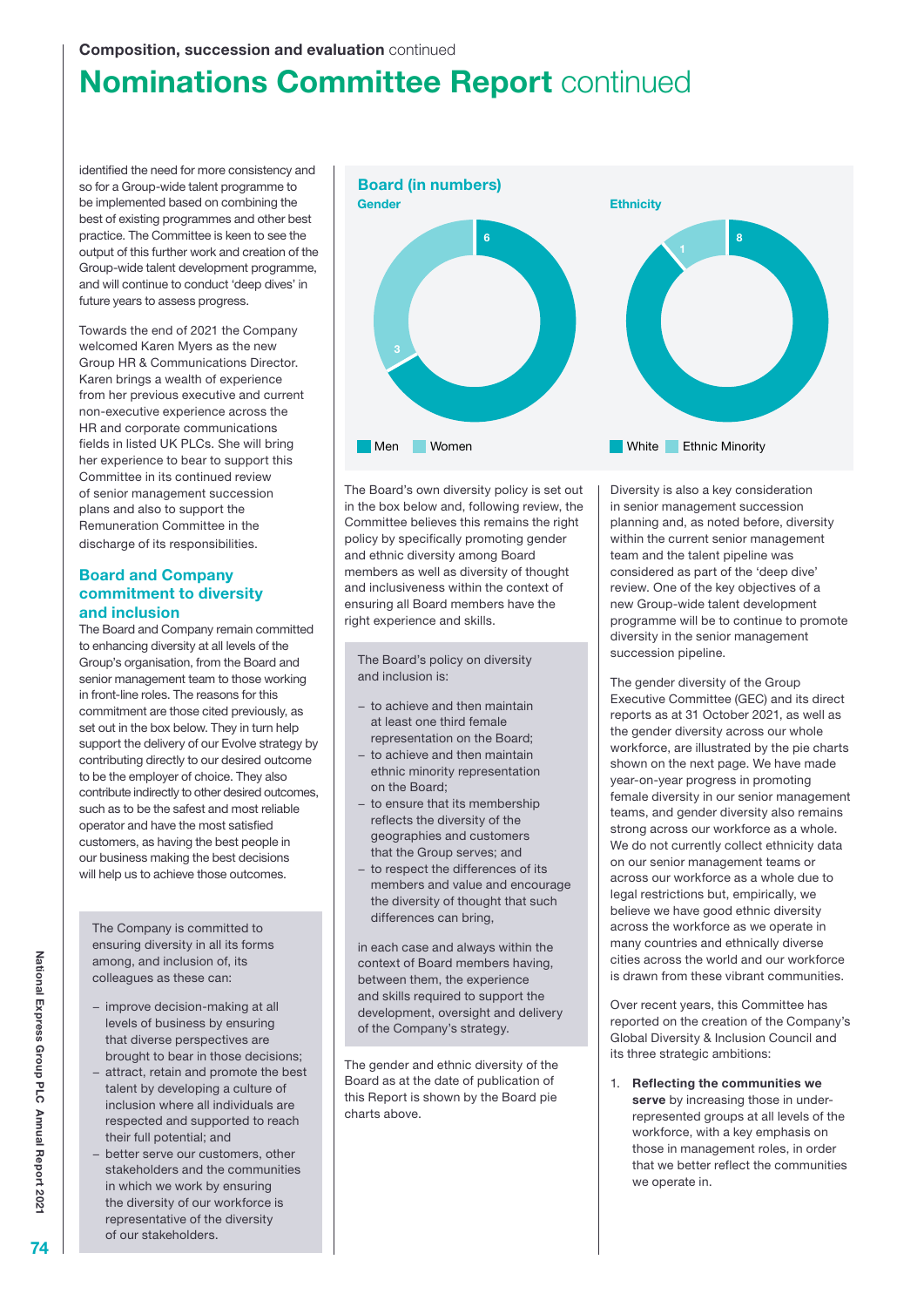## Composition, succession and evaluation continued

# Nominations Committee Report continued

identified the need for more consistency and so for a Group-wide talent programme to be implemented based on combining the best of existing programmes and other best practice. The Committee is keen to see the output of this further work and creation of the Group-wide talent development programme, and will continue to conduct 'deep dives' in future years to assess progress.

Towards the end of 2021 the Company welcomed Karen Myers as the new Group HR & Communications Director. Karen brings a wealth of experience from her previous executive and current non-executive experience across the HR and corporate communications fields in listed UK PLCs. She will bring her experience to bear to support this Committee in its continued review of senior management succession plans and also to support the Remuneration Committee in the discharge of its responsibilities.

### Board and Company commitment to diversity and inclusion

The Board and Company remain committed to enhancing diversity at all levels of the Group's organisation, from the Board and senior management team to those working in front-line roles. The reasons for this commitment are those cited previously, as set out in the box below. They in turn help support the delivery of our Evolve strategy by contributing directly to our desired outcome to be the employer of choice. They also contribute indirectly to other desired outcomes, such as to be the safest and most reliable operator and have the most satisfied customers, as having the best people in our business making the best decisions will help us to achieve those outcomes.

> The Company is committed to ensuring diversity in all its forms among, and inclusion of, its colleagues as these can:
>
> – improve decision-making at all levels of business by ensuring that diverse perspectives are brought to bear in those decisions;
> – attract, retain and promote the best talent by developing a culture of inclusion where all individuals are respected and supported to reach their full potential; and
> – better serve our customers, other stakeholders and the communities in which we work by ensuring the diversity of our workforce is representative of the diversity of our stakeholders.

### Board (in numbers)

**Gender**

| Men | Women |
|---|---|
| 6 | 3 |

**Ethnicity**

| White | Ethnic Minority |
|---|---|
| 8 | 1 |

The Board's own diversity policy is set out in the box below and, following review, the Committee believes this remains the right policy by specifically promoting gender and ethnic diversity among Board members as well as diversity of thought and inclusiveness within the context of ensuring all Board members have the right experience and skills.

> The Board's policy on diversity and inclusion is:
>
> – to achieve and then maintain at least one third female representation on the Board;
> – to achieve and then maintain ethnic minority representation on the Board;
> – to ensure that its membership reflects the diversity of the geographies and customers that the Group serves; and
> – to respect the differences of its members and value and encourage the diversity of thought that such differences can bring,
>
> in each case and always within the context of Board members having, between them, the experience and skills required to support the development, oversight and delivery of the Company's strategy.

The gender and ethnic diversity of the Board as at the date of publication of this Report is shown by the Board pie charts above.

Diversity is also a key consideration in senior management succession planning and, as noted before, diversity within the current senior management team and the talent pipeline was considered as part of the 'deep dive' review. One of the key objectives of a new Group-wide talent development programme will be to continue to promote diversity in the senior management succession pipeline.

The gender diversity of the Group Executive Committee (GEC) and its direct reports as at 31 October 2021, as well as the gender diversity across our whole workforce, are illustrated by the pie charts shown on the next page. We have made year-on-year progress in promoting female diversity in our senior management teams, and gender diversity also remains strong across our workforce as a whole. We do not currently collect ethnicity data on our senior management teams or across our workforce as a whole due to legal restrictions but, empirically, we believe we have good ethnic diversity across the workforce as we operate in many countries and ethnically diverse cities across the world and our workforce is drawn from these vibrant communities.

Over recent years, this Committee has reported on the creation of the Company's Global Diversity & Inclusion Council and its three strategic ambitions:

1. **Reflecting the communities we serve** by increasing those in under-represented groups at all levels of the workforce, with a key emphasis on those in management roles, in order that we better reflect the communities we operate in.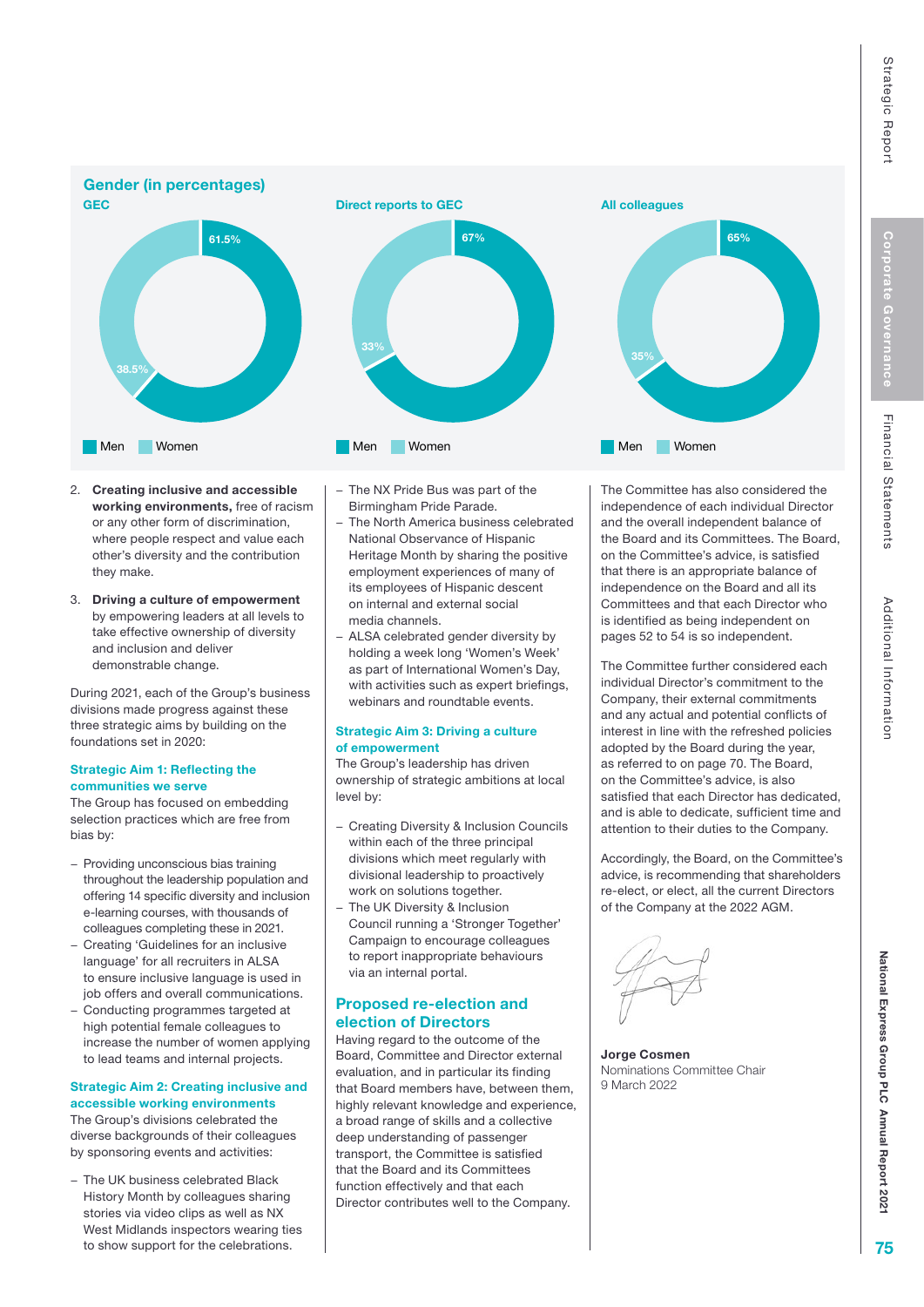## Gender (in percentages)

| | Men | Women |
|---|---|---|
| GEC | 61.5% | 38.5% |
| Direct reports to GEC | 67% | 33% |
| All colleagues | 65% | 35% |

2. **Creating inclusive and accessible working environments,** free of racism or any other form of discrimination, where people respect and value each other's diversity and the contribution they make.
3. **Driving a culture of empowerment** by empowering leaders at all levels to take effective ownership of diversity and inclusion and deliver demonstrable change.

During 2021, each of the Group's business divisions made progress against these three strategic aims by building on the foundations set in 2020:

### Strategic Aim 1: Reflecting the communities we serve

The Group has focused on embedding selection practices which are free from bias by:

- Providing unconscious bias training throughout the leadership population and offering 14 specific diversity and inclusion e-learning courses, with thousands of colleagues completing these in 2021.
- Creating 'Guidelines for an inclusive language' for all recruiters in ALSA to ensure inclusive language is used in job offers and overall communications.
- Conducting programmes targeted at high potential female colleagues to increase the number of women applying to lead teams and internal projects.

### Strategic Aim 2: Creating inclusive and accessible working environments

The Group's divisions celebrated the diverse backgrounds of their colleagues by sponsoring events and activities:

- The UK business celebrated Black History Month by colleagues sharing stories via video clips as well as NX West Midlands inspectors wearing ties to show support for the celebrations.
- The NX Pride Bus was part of the Birmingham Pride Parade.
- The North America business celebrated National Observance of Hispanic Heritage Month by sharing the positive employment experiences of many of its employees of Hispanic descent on internal and external social media channels.
- ALSA celebrated gender diversity by holding a week long 'Women's Week' as part of International Women's Day, with activities such as expert briefings, webinars and roundtable events.

### Strategic Aim 3: Driving a culture of empowerment

The Group's leadership has driven ownership of strategic ambitions at local level by:

- Creating Diversity & Inclusion Councils within each of the three principal divisions which meet regularly with divisional leadership to proactively work on solutions together.
- The UK Diversity & Inclusion Council running a 'Stronger Together' Campaign to encourage colleagues to report inappropriate behaviours via an internal portal.

## Proposed re-election and election of Directors

Having regard to the outcome of the Board, Committee and Director external evaluation, and in particular its finding that Board members have, between them, highly relevant knowledge and experience, a broad range of skills and a collective deep understanding of passenger transport, the Committee is satisfied that the Board and its Committees function effectively and that each Director contributes well to the Company.

The Committee has also considered the independence of each individual Director and the overall independent balance of the Board and its Committees. The Board, on the Committee's advice, is satisfied that there is an appropriate balance of independence on the Board and all its Committees and that each Director who is identified as being independent on pages 52 to 54 is so independent.

The Committee further considered each individual Director's commitment to the Company, their external commitments and any actual and potential conflicts of interest in line with the refreshed policies adopted by the Board during the year, as referred to on page 70. The Board, on the Committee's advice, is also satisfied that each Director has dedicated, and is able to dedicate, sufficient time and attention to their duties to the Company.

Accordingly, the Board, on the Committee's advice, is recommending that shareholders re-elect, or elect, all the current Directors of the Company at the 2022 AGM.

**Jorge Cosmen**
Nominations Committee Chair
9 March 2022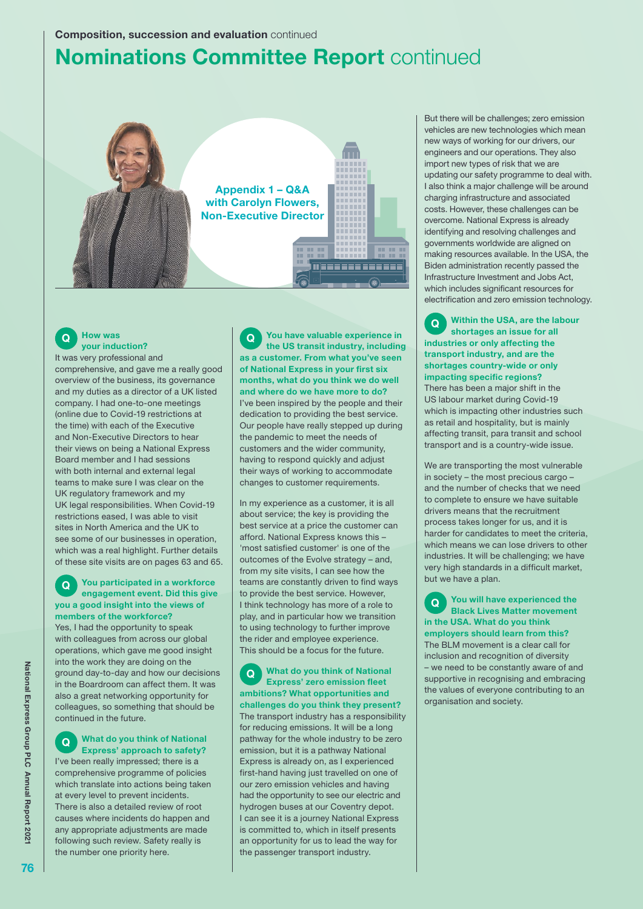Composition, succession and evaluation continued

# Nominations Committee Report continued

## Appendix 1 – Q&A with Carolyn Flowers, Non-Executive Director

**Q How was your induction?**

It was very professional and comprehensive, and gave me a really good overview of the business, its governance and my duties as a director of a UK listed company. I had one-to-one meetings (online due to Covid-19 restrictions at the time) with each of the Executive and Non-Executive Directors to hear their views on being a National Express Board member and I had sessions with both internal and external legal teams to make sure I was clear on the UK regulatory framework and my UK legal responsibilities. When Covid-19 restrictions eased, I was able to visit sites in North America and the UK to see some of our businesses in operation, which was a real highlight. Further details of these site visits are on pages 63 and 65.

**Q You participated in a workforce engagement event. Did this give you a good insight into the views of members of the workforce?**

Yes, I had the opportunity to speak with colleagues from across our global operations, which gave me good insight into the work they are doing on the ground day-to-day and how our decisions in the Boardroom can affect them. It was also a great networking opportunity for colleagues, so something that should be continued in the future.

**Q What do you think of National Express' approach to safety?**

I've been really impressed; there is a comprehensive programme of policies which translate into actions being taken at every level to prevent incidents. There is also a detailed review of root causes where incidents do happen and any appropriate adjustments are made following such review. Safety really is the number one priority here.

**Q You have valuable experience in the US transit industry, including as a customer. From what you've seen of National Express in your first six months, what do you think we do well and where do we have more to do?**

I've been inspired by the people and their dedication to providing the best service. Our people have really stepped up during the pandemic to meet the needs of customers and the wider community, having to respond quickly and adjust their ways of working to accommodate changes to customer requirements.

In my experience as a customer, it is all about service; the key is providing the best service at a price the customer can afford. National Express knows this – 'most satisfied customer' is one of the outcomes of the Evolve strategy – and, from my site visits, I can see how the teams are constantly driven to find ways to provide the best service. However, I think technology has more of a role to play, and in particular how we transition to using technology to further improve the rider and employee experience. This should be a focus for the future.

**Q What do you think of National Express' zero emission fleet ambitions? What opportunities and challenges do you think they present?**

The transport industry has a responsibility for reducing emissions. It will be a long pathway for the whole industry to be zero emission, but it is a pathway National Express is already on, as I experienced first-hand having just travelled on one of our zero emission vehicles and having had the opportunity to see our electric and hydrogen buses at our Coventry depot. I can see it is a journey National Express is committed to, which in itself presents an opportunity for us to lead the way for the passenger transport industry.

But there will be challenges; zero emission vehicles are new technologies which mean new ways of working for our drivers, our engineers and our operations. They also import new types of risk that we are updating our safety programme to deal with. I also think a major challenge will be around charging infrastructure and associated costs. However, these challenges can be overcome. National Express is already identifying and resolving challenges and governments worldwide are aligned on making resources available. In the USA, the Biden administration recently passed the Infrastructure Investment and Jobs Act, which includes significant resources for electrification and zero emission technology.

**Q Within the USA, are the labour shortages an issue for all industries or only affecting the transport industry, and are the shortages country-wide or only impacting specific regions?**

There has been a major shift in the US labour market during Covid-19 which is impacting other industries such as retail and hospitality, but is mainly affecting transit, para transit and school transport and is a country-wide issue.

We are transporting the most vulnerable in society – the most precious cargo – and the number of checks that we need to complete to ensure we have suitable drivers means that the recruitment process takes longer for us, and it is harder for candidates to meet the criteria, which means we can lose drivers to other industries. It will be challenging; we have very high standards in a difficult market, but we have a plan.

**Q You will have experienced the Black Lives Matter movement in the USA. What do you think employers should learn from this?**

The BLM movement is a clear call for inclusion and recognition of diversity – we need to be constantly aware of and supportive in recognising and embracing the values of everyone contributing to an organisation and society.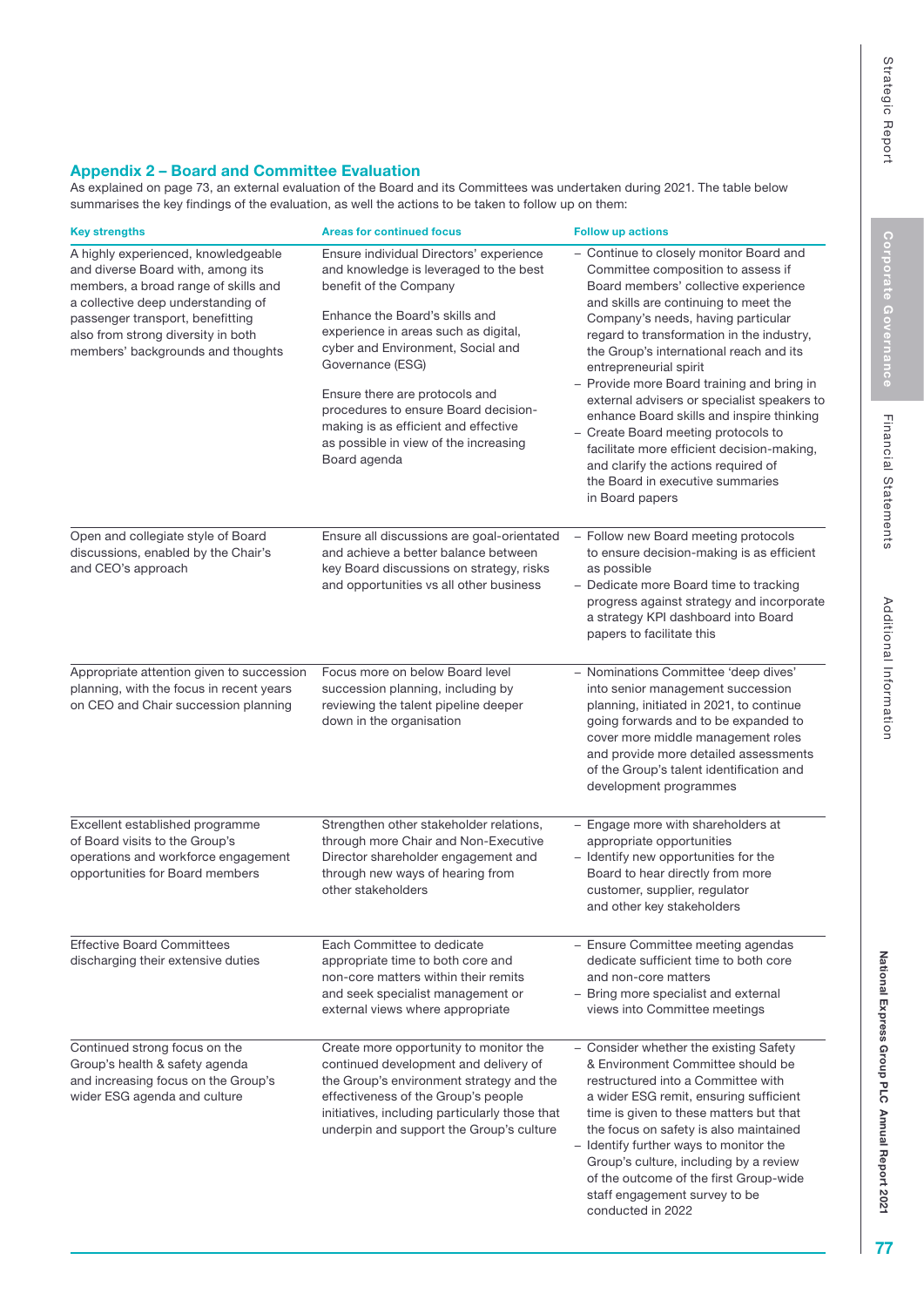## Appendix 2 – Board and Committee Evaluation

As explained on page 73, an external evaluation of the Board and its Committees was undertaken during 2021. The table below summarises the key findings of the evaluation, as well as the actions to be taken to follow up on them:

| Key strengths | Areas for continued focus | Follow up actions |
| --- | --- | --- |
| A highly experienced, knowledgeable and diverse Board with, among its members, a broad range of skills and a collective deep understanding of passenger transport, benefitting also from strong diversity in both members' backgrounds and thoughts | Ensure individual Directors' experience and knowledge is leveraged to the best benefit of the Company<br><br>Enhance the Board's skills and experience in areas such as digital, cyber and Environment, Social and Governance (ESG)<br><br>Ensure there are protocols and procedures to ensure Board decision-making is as efficient and effective as possible in view of the increasing Board agenda | – Continue to closely monitor Board and Committee composition to assess if Board members' collective experience and skills are continuing to meet the Company's needs, having particular regard to transformation in the industry, the Group's international reach and its entrepreneurial spirit<br>– Provide more Board training and bring in external advisers or specialist speakers to enhance Board skills and inspire thinking<br>– Create Board meeting protocols to facilitate more efficient decision-making, and clarify the actions required of the Board in executive summaries in Board papers |
| Open and collegiate style of Board discussions, enabled by the Chair's and CEO's approach | Ensure all discussions are goal-orientated and achieve a better balance between key Board discussions on strategy, risks and opportunities vs all other business | – Follow new Board meeting protocols to ensure decision-making is as efficient as possible<br>– Dedicate more Board time to tracking progress against strategy and incorporate a strategy KPI dashboard into Board papers to facilitate this |
| Appropriate attention given to succession planning, with the focus in recent years on CEO and Chair succession planning | Focus more on below Board level succession planning, including by reviewing the talent pipeline deeper down in the organisation | – Nominations Committee 'deep dives' into senior management succession planning, initiated in 2021, to continue going forwards and to be expanded to cover more middle management roles and provide more detailed assessments of the Group's talent identification and development programmes |
| Excellent established programme of Board visits to the Group's operations and workforce engagement opportunities for Board members | Strengthen other stakeholder relations, through more Chair and Non-Executive Director shareholder engagement and through new ways of hearing from other stakeholders | – Engage more with shareholders at appropriate opportunities<br>– Identify new opportunities for the Board to hear directly from more customer, supplier, regulator and other key stakeholders |
| Effective Board Committees discharging their extensive duties | Each Committee to dedicate appropriate time to both core and non-core matters within their remits and seek specialist management or external views where appropriate | – Ensure Committee meeting agendas dedicate sufficient time to both core and non-core matters<br>– Bring more specialist and external views into Committee meetings |
| Continued strong focus on the Group's health & safety agenda and increasing focus on the Group's wider ESG agenda and culture | Create more opportunity to monitor the continued development and delivery of the Group's environment strategy and the effectiveness of the Group's people initiatives, including particularly those that underpin and support the Group's culture | – Consider whether the existing Safety & Environment Committee should be restructured into a Committee with a wider ESG remit, ensuring sufficient time is given to these matters but that the focus on safety is also maintained<br>– Identify further ways to monitor the Group's culture, including by a review of the outcome of the first Group-wide staff engagement survey to be conducted in 2022 |